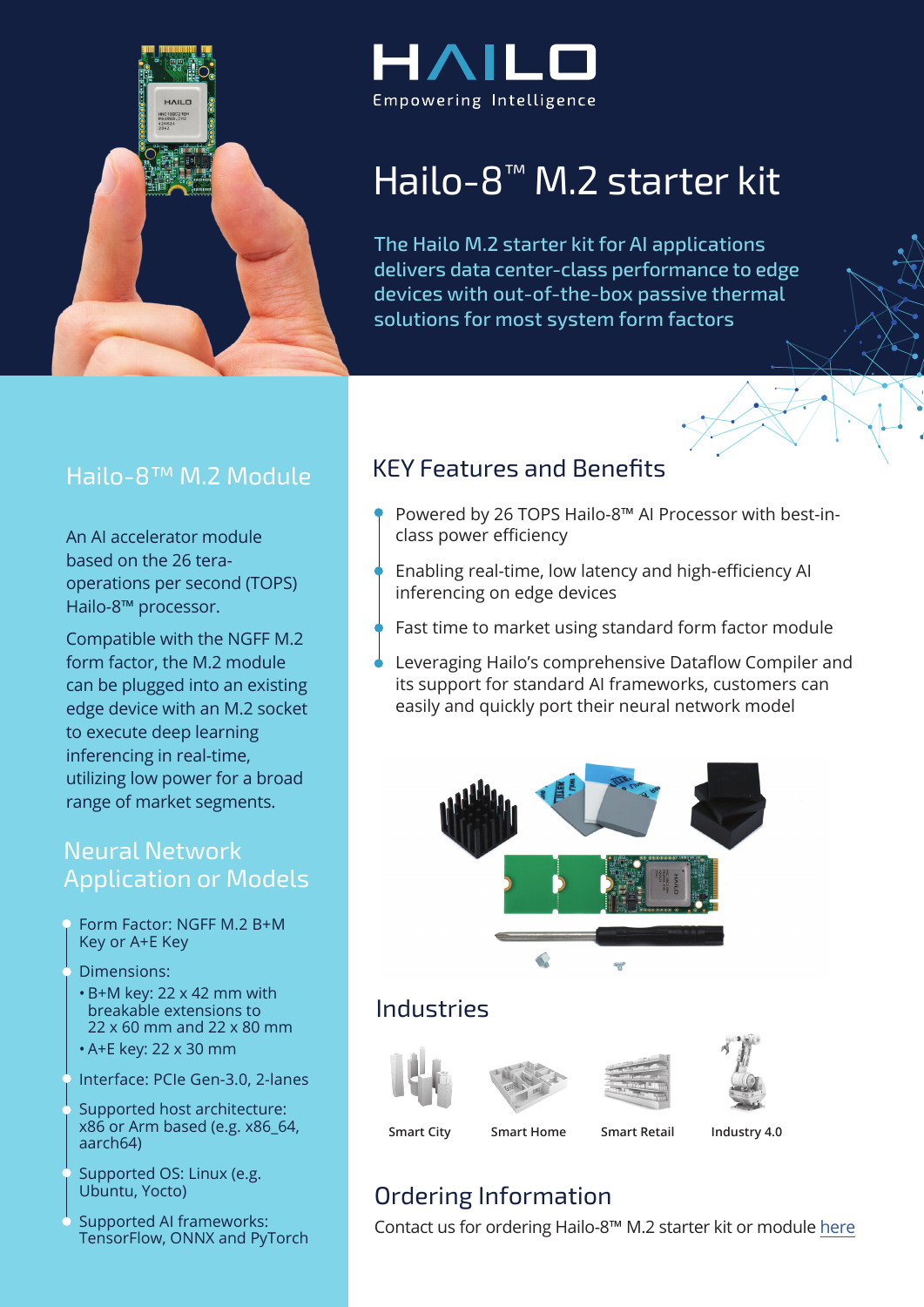# HAILO

Empowering Intelligence

# Hailo-8™ M.2 starter kit

The Hailo M.2 starter kit for AI applications delivers data center-class performance to edge devices with out-of-the-box passive thermal solutions for most system form factors

## Hailo-8™ M.2 Module

An AI accelerator module based on the 26 tera-operations per second (TOPS) Hailo-8™ processor.

Compatible with the NGFF M.2 form factor, the M.2 module can be plugged into an existing edge device with an M.2 socket to execute deep learning inferencing in real-time, utilizing low power for a broad range of market segments.

## Neural Network Application or Models

- Form Factor: NGFF M.2 B+M Key or A+E Key
- Dimensions:
  - B+M key: 22 x 42 mm with breakable extensions to 22 x 60 mm and 22 x 80 mm
  - A+E key: 22 x 30 mm
- Interface: PCIe Gen-3.0, 2-lanes
- Supported host architecture: x86 or Arm based (e.g. x86_64, aarch64)
- Supported OS: Linux (e.g. Ubuntu, Yocto)
- Supported AI frameworks: TensorFlow, ONNX and PyTorch

## KEY Features and Benefits

- Powered by 26 TOPS Hailo-8™ AI Processor with best-in-class power efficiency
- Enabling real-time, low latency and high-efficiency AI inferencing on edge devices
- Fast time to market using standard form factor module
- Leveraging Hailo's comprehensive Dataflow Compiler and its support for standard AI frameworks, customers can easily and quickly port their neural network model

## Industries

Smart City | Smart Home | Smart Retail | Industry 4.0

## Ordering Information

Contact us for ordering Hailo-8™ M.2 starter kit or module here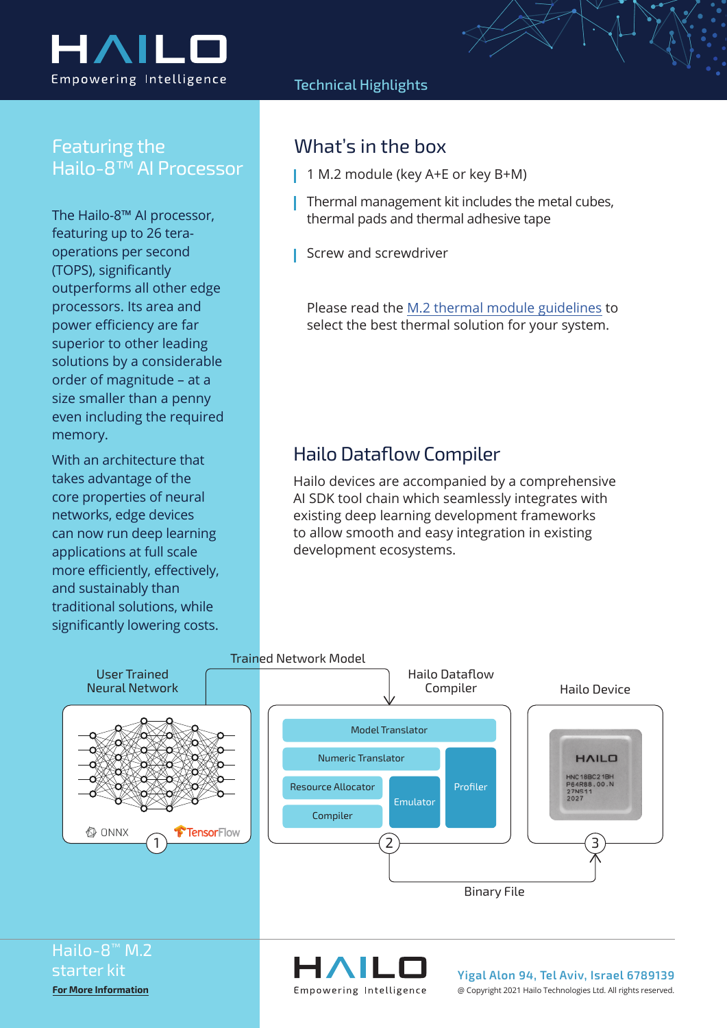Technical Highlights

## Featuring the Hailo-8™ AI Processor

The Hailo-8™ AI processor, featuring up to 26 tera-operations per second (TOPS), significantly outperforms all other edge processors. Its area and power efficiency are far superior to other leading solutions by a considerable order of magnitude – at a size smaller than a penny even including the required memory.

With an architecture that takes advantage of the core properties of neural networks, edge devices can now run deep learning applications at full scale more efficiently, effectively, and sustainably than traditional solutions, while significantly lowering costs.

## What's in the box

- 1 M.2 module (key A+E or key B+M)
- Thermal management kit includes the metal cubes, thermal pads and thermal adhesive tape
- Screw and screwdriver

Please read the M.2 thermal module guidelines to select the best thermal solution for your system.

## Hailo Dataflow Compiler

Hailo devices are accompanied by a comprehensive AI SDK tool chain which seamlessly integrates with existing deep learning development frameworks to allow smooth and easy integration in existing development ecosystems.

Trained Network Model

User Trained Neural Network

ONNX

TensorFlow

1

Hailo Dataflow Compiler

Model Translator

Numeric Translator

Resource Allocator

Compiler

Emulator

Profiler

2

Hailo Device

HAILO

HNC18BC21BH
P64R88.00.N
27NS11
2027

3

Binary File

Hailo-8™ M.2 starter kit

**For More Information**

Yigal Alon 94, Tel Aviv, Israel 6789139

@ Copyright 2021 Hailo Technologies Ltd. All rights reserved.